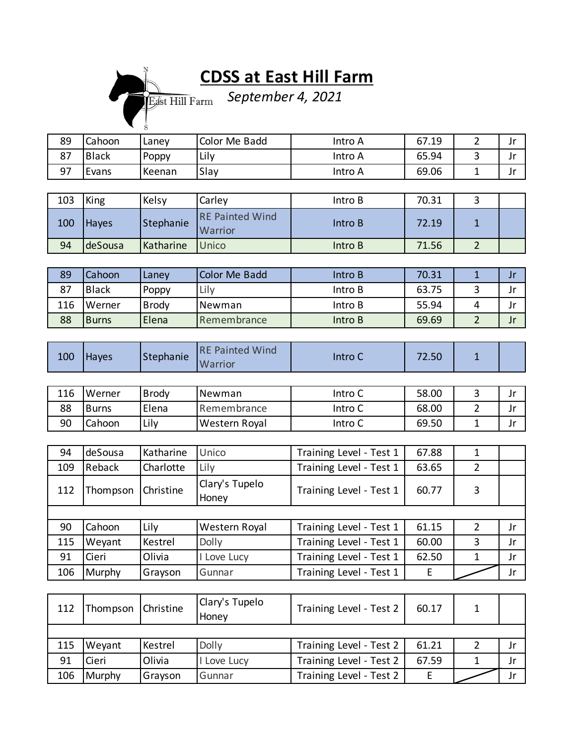# CDSS at East Hill Farm

*September 4, 2021*

| | | | | | | | |
|---|---|---|---|---|---|---|---|
| 89 | Cahoon | Laney | Color Me Badd | Intro A | 67.19 | 2 | Jr |
| 87 | Black | Poppy | Lily | Intro A | 65.94 | 3 | Jr |
| 97 | Evans | Keenan | Slay | Intro A | 69.06 | 1 | Jr |

| | | | | | | | |
|---|---|---|---|---|---|---|---|
| 103 | King | Kelsy | Carley | Intro B | 70.31 | 3 | |
| 100 | Hayes | Stephanie | RE Painted Wind Warrior | Intro B | 72.19 | 1 | |
| 94 | deSousa | Katharine | Unico | Intro B | 71.56 | 2 | |

| | | | | | | | |
|---|---|---|---|---|---|---|---|
| 89 | Cahoon | Laney | Color Me Badd | Intro B | 70.31 | 1 | Jr |
| 87 | Black | Poppy | Lily | Intro B | 63.75 | 3 | Jr |
| 116 | Werner | Brody | Newman | Intro B | 55.94 | 4 | Jr |
| 88 | Burns | Elena | Remembrance | Intro B | 69.69 | 2 | Jr |

| | | | | | | | |
|---|---|---|---|---|---|---|---|
| 100 | Hayes | Stephanie | RE Painted Wind Warrior | Intro C | 72.50 | 1 | |

| | | | | | | | |
|---|---|---|---|---|---|---|---|
| 116 | Werner | Brody | Newman | Intro C | 58.00 | 3 | Jr |
| 88 | Burns | Elena | Remembrance | Intro C | 68.00 | 2 | Jr |
| 90 | Cahoon | Lily | Western Royal | Intro C | 69.50 | 1 | Jr |

| | | | | | | | |
|---|---|---|---|---|---|---|---|
| 94 | deSousa | Katharine | Unico | Training Level - Test 1 | 67.88 | 1 | |
| 109 | Reback | Charlotte | Lily | Training Level - Test 1 | 63.65 | 2 | |
| 112 | Thompson | Christine | Clary's Tupelo Honey | Training Level - Test 1 | 60.77 | 3 | |
| | | | | | | | |
| 90 | Cahoon | Lily | Western Royal | Training Level - Test 1 | 61.15 | 2 | Jr |
| 115 | Weyant | Kestrel | Dolly | Training Level - Test 1 | 60.00 | 3 | Jr |
| 91 | Cieri | Olivia | I Love Lucy | Training Level - Test 1 | 62.50 | 1 | Jr |
| 106 | Murphy | Grayson | Gunnar | Training Level - Test 1 | E | | Jr |

| | | | | | | | |
|---|---|---|---|---|---|---|---|
| 112 | Thompson | Christine | Clary's Tupelo Honey | Training Level - Test 2 | 60.17 | 1 | |
| | | | | | | | |
| 115 | Weyant | Kestrel | Dolly | Training Level - Test 2 | 61.21 | 2 | Jr |
| 91 | Cieri | Olivia | I Love Lucy | Training Level - Test 2 | 67.59 | 1 | Jr |
| 106 | Murphy | Grayson | Gunnar | Training Level - Test 2 | E | | Jr |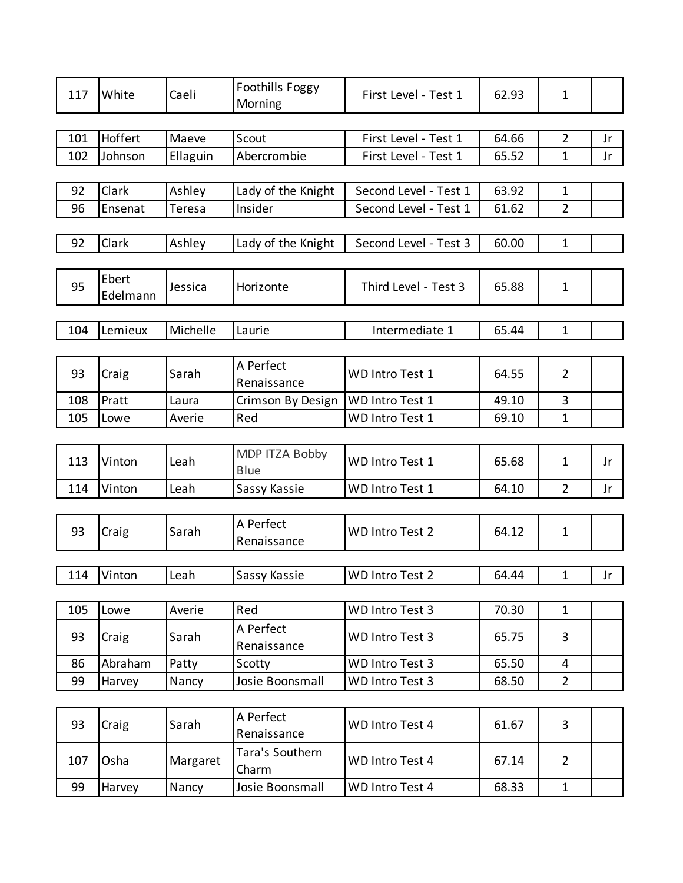| | | | | | | | |
|---|---|---|---|---|---|---|---|
| 117 | White | Caeli | Foothills Foggy Morning | First Level - Test 1 | 62.93 | 1 | |

| | | | | | | | |
|---|---|---|---|---|---|---|---|
| 101 | Hoffert | Maeve | Scout | First Level - Test 1 | 64.66 | 2 | Jr |
| 102 | Johnson | Ellaguin | Abercrombie | First Level - Test 1 | 65.52 | 1 | Jr |

| | | | | | | | |
|---|---|---|---|---|---|---|---|
| 92 | Clark | Ashley | Lady of the Knight | Second Level - Test 1 | 63.92 | 1 | |
| 96 | Ensenat | Teresa | Insider | Second Level - Test 1 | 61.62 | 2 | |

| | | | | | | | |
|---|---|---|---|---|---|---|---|
| 92 | Clark | Ashley | Lady of the Knight | Second Level - Test 3 | 60.00 | 1 | |

| | | | | | | | |
|---|---|---|---|---|---|---|---|
| 95 | Ebert Edelmann | Jessica | Horizonte | Third Level - Test 3 | 65.88 | 1 | |

| | | | | | | | |
|---|---|---|---|---|---|---|---|
| 104 | Lemieux | Michelle | Laurie | Intermediate 1 | 65.44 | 1 | |

| | | | | | | | |
|---|---|---|---|---|---|---|---|
| 93 | Craig | Sarah | A Perfect Renaissance | WD Intro Test 1 | 64.55 | 2 | |
| 108 | Pratt | Laura | Crimson By Design | WD Intro Test 1 | 49.10 | 3 | |
| 105 | Lowe | Averie | Red | WD Intro Test 1 | 69.10 | 1 | |

| | | | | | | | |
|---|---|---|---|---|---|---|---|
| 113 | Vinton | Leah | MDP ITZA Bobby Blue | WD Intro Test 1 | 65.68 | 1 | Jr |
| 114 | Vinton | Leah | Sassy Kassie | WD Intro Test 1 | 64.10 | 2 | Jr |

| | | | | | | | |
|---|---|---|---|---|---|---|---|
| 93 | Craig | Sarah | A Perfect Renaissance | WD Intro Test 2 | 64.12 | 1 | |

| | | | | | | | |
|---|---|---|---|---|---|---|---|
| 114 | Vinton | Leah | Sassy Kassie | WD Intro Test 2 | 64.44 | 1 | Jr |

| | | | | | | | |
|---|---|---|---|---|---|---|---|
| 105 | Lowe | Averie | Red | WD Intro Test 3 | 70.30 | 1 | |
| 93 | Craig | Sarah | A Perfect Renaissance | WD Intro Test 3 | 65.75 | 3 | |
| 86 | Abraham | Patty | Scotty | WD Intro Test 3 | 65.50 | 4 | |
| 99 | Harvey | Nancy | Josie Boonsmall | WD Intro Test 3 | 68.50 | 2 | |

| | | | | | | | |
|---|---|---|---|---|---|---|---|
| 93 | Craig | Sarah | A Perfect Renaissance | WD Intro Test 4 | 61.67 | 3 | |
| 107 | Osha | Margaret | Tara's Southern Charm | WD Intro Test 4 | 67.14 | 2 | |
| 99 | Harvey | Nancy | Josie Boonsmall | WD Intro Test 4 | 68.33 | 1 | |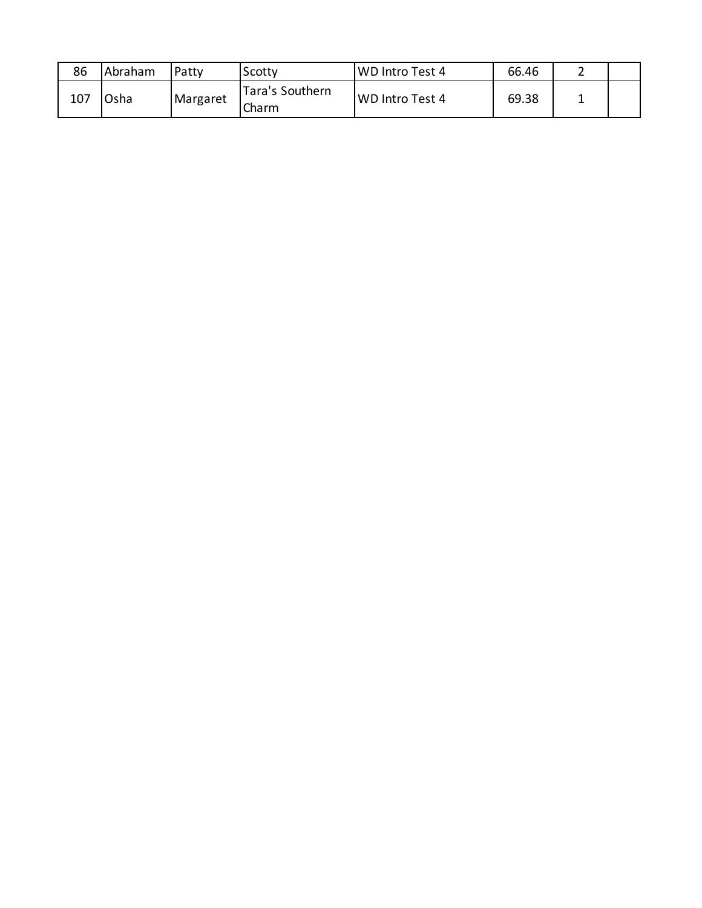| | | | | | | | |
|---|---|---|---|---|---|---|---|
| 86 | Abraham | Patty | Scotty | WD Intro Test 4 | 66.46 | 2 | |
| 107 | Osha | Margaret | Tara's Southern Charm | WD Intro Test 4 | 69.38 | 1 | |